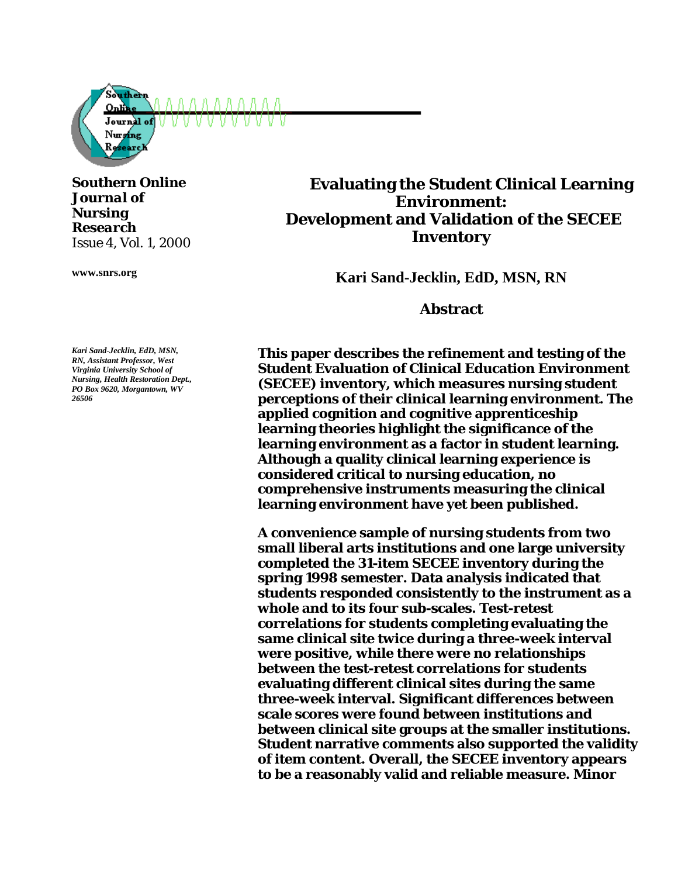**Southern Online Journal of Nursing Research**
*Issue 4, Vol. 1, 2000*

**www.snrs.org**

# Evaluating the Student Clinical Learning Environment: Development and Validation of the SECEE Inventory

**Kari Sand-Jecklin, EdD, MSN, RN**

*Kari Sand-Jecklin, EdD, MSN, RN, Assistant Professor, West Virginia University School of Nursing, Health Restoration Dept., PO Box 9620, Morgantown, WV 26506*

## Abstract

**This paper describes the refinement and testing of the Student Evaluation of Clinical Education Environment (SECEE) inventory, which measures nursing student perceptions of their clinical learning environment. The applied cognition and cognitive apprenticeship learning theories highlight the significance of the learning environment as a factor in student learning. Although a quality clinical learning experience is considered critical to nursing education, no comprehensive instruments measuring the clinical learning environment have yet been published.**

**A convenience sample of nursing students from two small liberal arts institutions and one large university completed the 31-item SECEE inventory during the spring 1998 semester. Data analysis indicated that students responded consistently to the instrument as a whole and to its four sub-scales. Test-retest correlations for students completing evaluating the same clinical site twice during a three-week interval were positive, while there were no relationships between the test-retest correlations for students evaluating different clinical sites during the same three-week interval. Significant differences between scale scores were found between institutions and between clinical site groups at the smaller institutions. Student narrative comments also supported the validity of item content. Overall, the SECEE inventory appears to be a reasonably valid and reliable measure. Minor**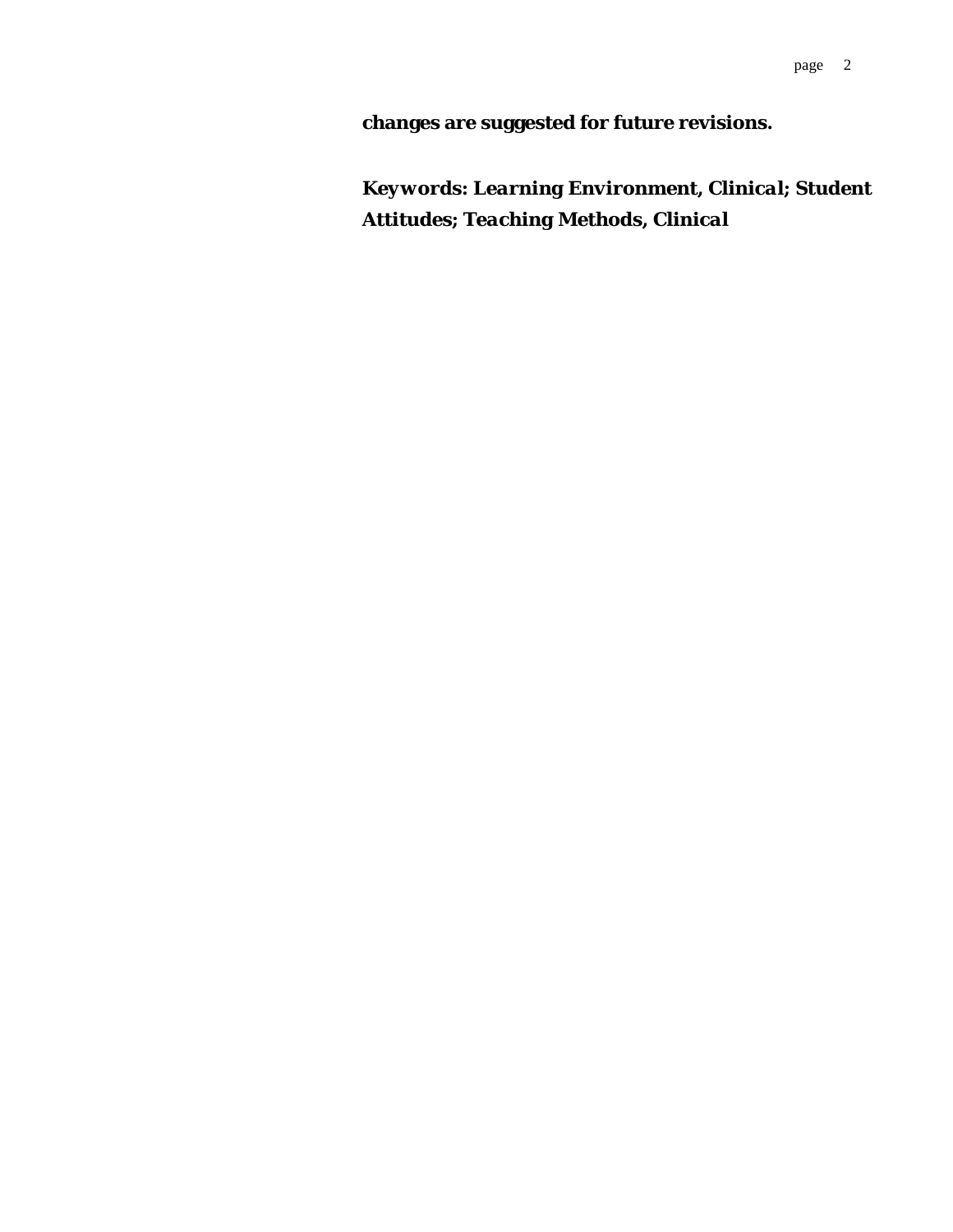**changes are suggested for future revisions.**

***Keywords: Learning Environment, Clinical; Student Attitudes; Teaching Methods, Clinical***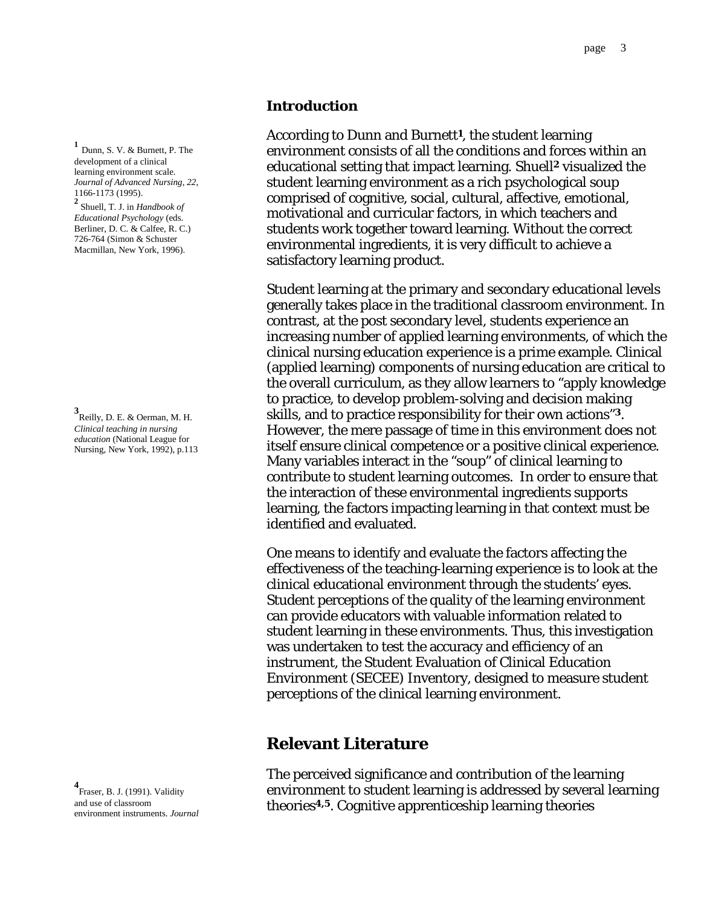## Introduction

According to Dunn and Burnett[1], the student learning environment consists of all the conditions and forces within an educational setting that impact learning. Shuell[2] visualized the student learning environment as a rich psychological soup comprised of cognitive, social, cultural, affective, emotional, motivational and curricular factors, in which teachers and students work together toward learning. Without the correct environmental ingredients, it is very difficult to achieve a satisfactory learning product.

[1] Dunn, S. V. & Burnett, P. The development of a clinical learning environment scale. *Journal of Advanced Nursing*, *22*, 1166-1173 (1995).

[2] Shuell, T. J. in *Handbook of Educational Psychology* (eds. Berliner, D. C. & Calfee, R. C.) 726-764 (Simon & Schuster Macmillan, New York, 1996).

Student learning at the primary and secondary educational levels generally takes place in the traditional classroom environment. In contrast, at the post secondary level, students experience an increasing number of applied learning environments, of which the clinical nursing education experience is a prime example. Clinical (applied learning) components of nursing education are critical to the overall curriculum, as they allow learners to "apply knowledge to practice, to develop problem-solving and decision making skills, and to practice responsibility for their own actions"[3]. However, the mere passage of time in this environment does not itself ensure clinical competence or a positive clinical experience. Many variables interact in the "soup" of clinical learning to contribute to student learning outcomes. In order to ensure that the interaction of these environmental ingredients supports learning, the factors impacting learning in that context must be identified and evaluated.

[3] Reilly, D. E. & Oerman, M. H. *Clinical teaching in nursing education* (National League for Nursing, New York, 1992), p.113

One means to identify and evaluate the factors affecting the effectiveness of the teaching-learning experience is to look at the clinical educational environment through the students' eyes. Student perceptions of the quality of the learning environment can provide educators with valuable information related to student learning in these environments. Thus, this investigation was undertaken to test the accuracy and efficiency of an instrument, the Student Evaluation of Clinical Education Environment (SECEE) Inventory, designed to measure student perceptions of the clinical learning environment.

## Relevant Literature

The perceived significance and contribution of the learning environment to student learning is addressed by several learning theories[4,5]. Cognitive apprenticeship learning theories

[4] Fraser, B. J. (1991). Validity and use of classroom environment instruments. *Journal*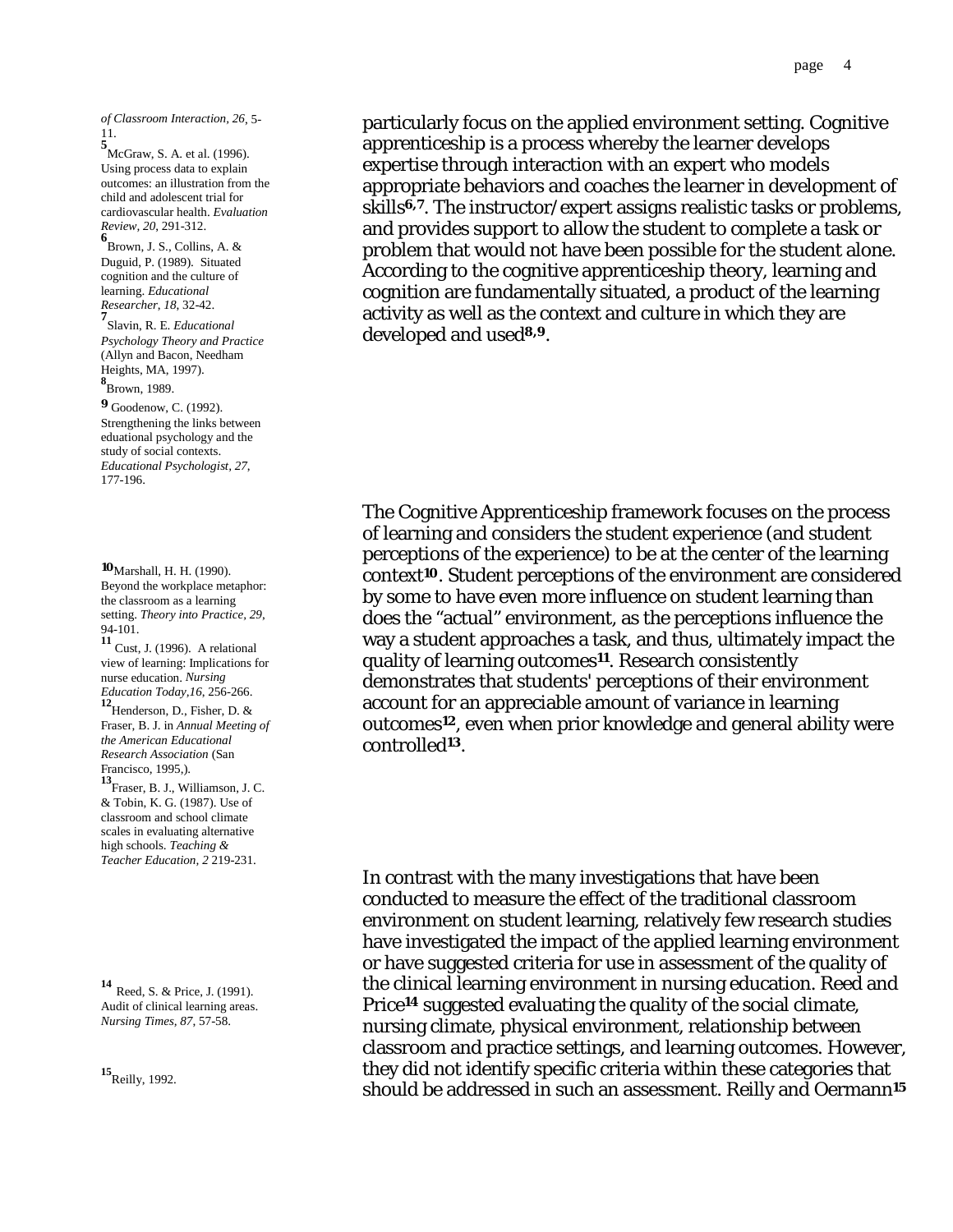particularly focus on the applied environment setting. Cognitive apprenticeship is a process whereby the learner develops expertise through interaction with an expert who models appropriate behaviors and coaches the learner in development of skills[6,7]. The instructor/expert assigns realistic tasks or problems, and provides support to allow the student to complete a task or problem that would not have been possible for the student alone. According to the cognitive apprenticeship theory, learning and cognition are fundamentally situated, a product of the learning activity as well as the context and culture in which they are developed and used[8,9].

The Cognitive Apprenticeship framework focuses on the process of learning and considers the student experience (and student perceptions of the experience) to be at the center of the learning context[10]. Student perceptions of the environment are considered by some to have even more influence on student learning than does the "actual" environment, as the perceptions influence the way a student approaches a task, and thus, ultimately impact the quality of learning outcomes[11]. Research consistently demonstrates that students' perceptions of their environment account for an appreciable amount of variance in learning outcomes[12], even when prior knowledge and general ability were controlled[13].

In contrast with the many investigations that have been conducted to measure the effect of the traditional classroom environment on student learning, relatively few research studies have investigated the impact of the applied learning environment or have suggested criteria for use in assessment of the quality of the clinical learning environment in nursing education. Reed and Price[14] suggested evaluating the quality of the social climate, nursing climate, physical environment, relationship between classroom and practice settings, and learning outcomes. However, they did not identify specific criteria within these categories that should be addressed in such an assessment. Reilly and Oermann[15]

*of Classroom Interaction, 26*, 5-11.

[5] McGraw, S. A. et al. (1996). Using process data to explain outcomes: an illustration from the child and adolescent trial for cardiovascular health. *Evaluation Review, 20*, 291-312.

[6] Brown, J. S., Collins, A. & Duguid, P. (1989). Situated cognition and the culture of learning. *Educational Researcher, 18*, 32-42.

[7] Slavin, R. E. *Educational Psychology Theory and Practice* (Allyn and Bacon, Needham Heights, MA, 1997).

[8] Brown, 1989.

[9] Goodenow, C. (1992). Strengthening the links between eduational psychology and the study of social contexts. *Educational Psychologist, 27*, 177-196.

[10] Marshall, H. H. (1990). Beyond the workplace metaphor: the classroom as a learning setting. *Theory into Practice, 29*, 94-101.

[11] Cust, J. (1996). A relational view of learning: Implications for nurse education. *Nursing Education Today,16*, 256-266.

[12] Henderson, D., Fisher, D. & Fraser, B. J. in *Annual Meeting of the American Educational Research Association* (San Francisco, 1995,).

[13] Fraser, B. J., Williamson, J. C. & Tobin, K. G. (1987). Use of classroom and school climate scales in evaluating alternative high schools. *Teaching & Teacher Education, 2* 219-231.

[14] Reed, S. & Price, J. (1991). Audit of clinical learning areas. *Nursing Times, 87*, 57-58.

[15] Reilly, 1992.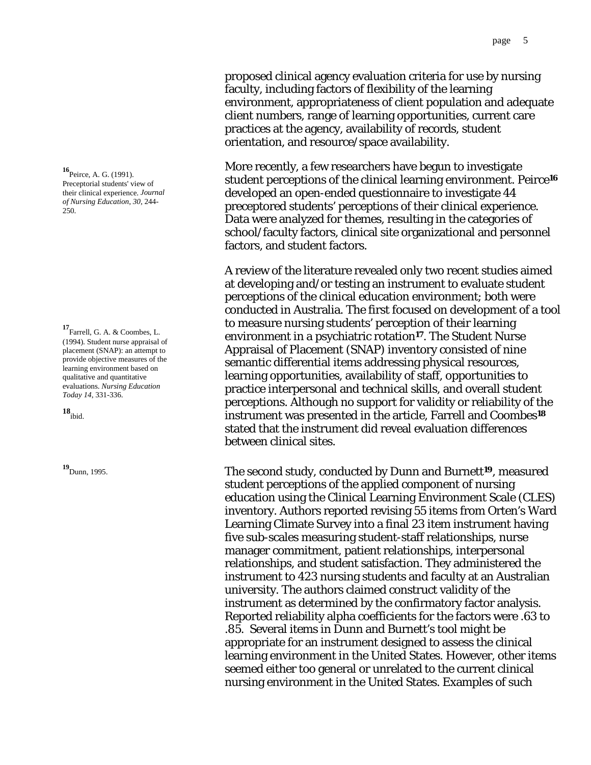proposed clinical agency evaluation criteria for use by nursing faculty, including factors of flexibility of the learning environment, appropriateness of client population and adequate client numbers, range of learning opportunities, current care practices at the agency, availability of records, student orientation, and resource/space availability.

More recently, a few researchers have begun to investigate student perceptions of the clinical learning environment. Peirce[16] developed an open-ended questionnaire to investigate 44 preceptored students' perceptions of their clinical experience. Data were analyzed for themes, resulting in the categories of school/faculty factors, clinical site organizational and personnel factors, and student factors.

A review of the literature revealed only two recent studies aimed at developing and/or testing an instrument to evaluate student perceptions of the clinical education environment; both were conducted in Australia. The first focused on development of a tool to measure nursing students' perception of their learning environment in a psychiatric rotation[17]. The Student Nurse Appraisal of Placement (SNAP) inventory consisted of nine semantic differential items addressing physical resources, learning opportunities, availability of staff, opportunities to practice interpersonal and technical skills, and overall student perceptions. Although no support for validity or reliability of the instrument was presented in the article, Farrell and Coombes[18] stated that the instrument did reveal evaluation differences between clinical sites.

The second study, conducted by Dunn and Burnett[19], measured student perceptions of the applied component of nursing education using the Clinical Learning Environment Scale (CLES) inventory. Authors reported revising 55 items from Orten's Ward Learning Climate Survey into a final 23 item instrument having five sub-scales measuring student-staff relationships, nurse manager commitment, patient relationships, interpersonal relationships, and student satisfaction. They administered the instrument to 423 nursing students and faculty at an Australian university. The authors claimed construct validity of the instrument as determined by the confirmatory factor analysis. Reported reliability alpha coefficients for the factors were .63 to .85. Several items in Dunn and Burnett's tool might be appropriate for an instrument designed to assess the clinical learning environment in the United States. However, other items seemed either too general or unrelated to the current clinical nursing environment in the United States. Examples of such

[16] Peirce, A. G. (1991). Preceptorial students' view of their clinical experience. *Journal of Nursing Education*, *30*, 244-250.

[17] Farrell, G. A. & Coombes, L. (1994). Student nurse appraisal of placement (SNAP): an attempt to provide objective measures of the learning environment based on qualitative and quantitative evaluations. *Nursing Education Today 14*, 331-336.

[18] ibid.

[19] Dunn, 1995.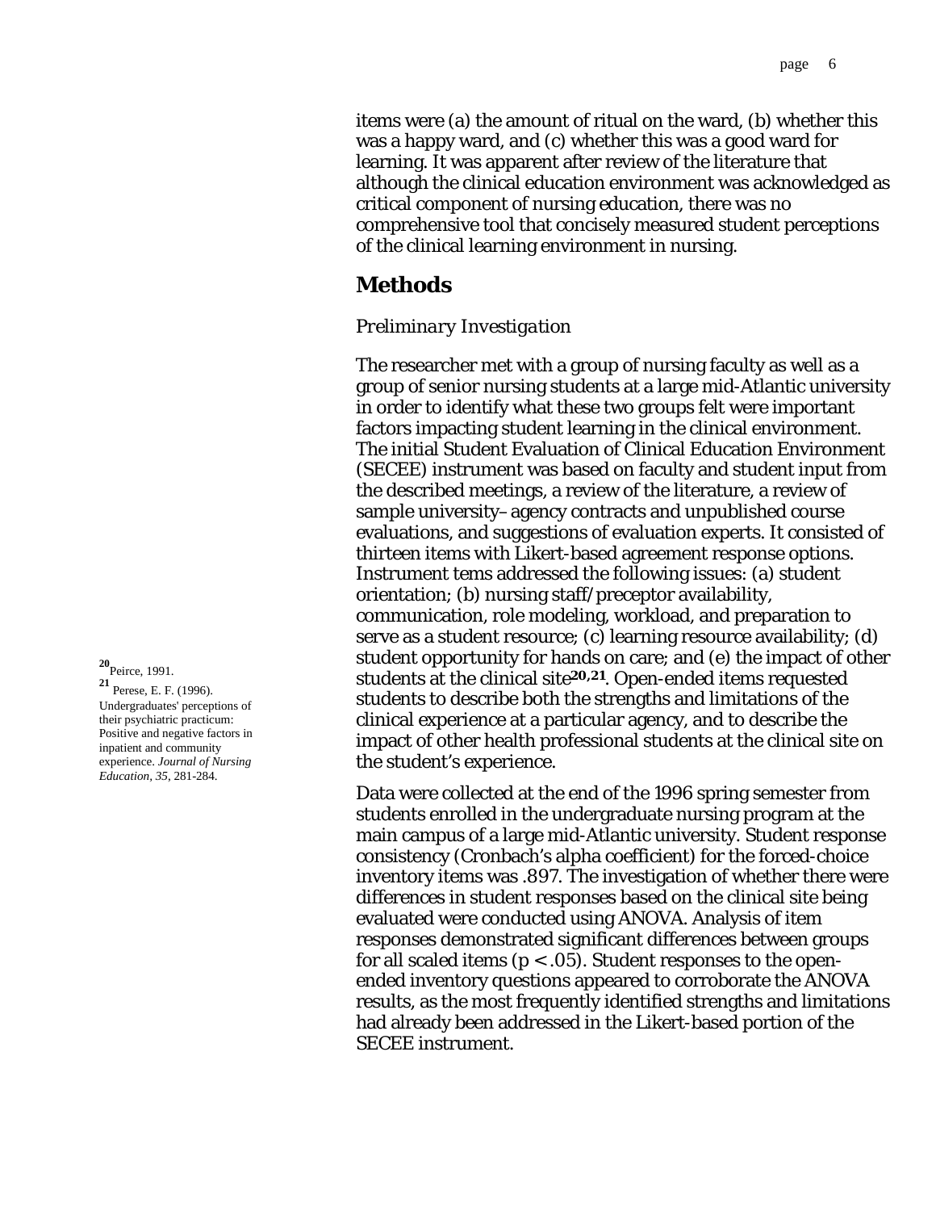items were (a) the amount of ritual on the ward, (b) whether this was a happy ward, and (c) whether this was a good ward for learning. It was apparent after review of the literature that although the clinical education environment was acknowledged as critical component of nursing education, there was no comprehensive tool that concisely measured student perceptions of the clinical learning environment in nursing.

## Methods

*Preliminary Investigation*

The researcher met with a group of nursing faculty as well as a group of senior nursing students at a large mid-Atlantic university in order to identify what these two groups felt were important factors impacting student learning in the clinical environment. The initial Student Evaluation of Clinical Education Environment (SECEE) instrument was based on faculty and student input from the described meetings, a review of the literature, a review of sample university–agency contracts and unpublished course evaluations, and suggestions of evaluation experts. It consisted of thirteen items with Likert-based agreement response options. Instrument tems addressed the following issues: (a) student orientation; (b) nursing staff/preceptor availability, communication, role modeling, workload, and preparation to serve as a student resource; (c) learning resource availability; (d) student opportunity for hands on care; and (e) the impact of other students at the clinical site[20,21]. Open-ended items requested students to describe both the strengths and limitations of the clinical experience at a particular agency, and to describe the impact of other health professional students at the clinical site on the student's experience.

Data were collected at the end of the 1996 spring semester from students enrolled in the undergraduate nursing program at the main campus of a large mid-Atlantic university. Student response consistency (Cronbach's alpha coefficient) for the forced-choice inventory items was .897. The investigation of whether there were differences in student responses based on the clinical site being evaluated were conducted using ANOVA. Analysis of item responses demonstrated significant differences between groups for all scaled items ($p < .05$). Student responses to the open-ended inventory questions appeared to corroborate the ANOVA results, as the most frequently identified strengths and limitations had already been addressed in the Likert-based portion of the SECEE instrument.

[20] Peirce, 1991.

[21] Perese, E. F. (1996). Undergraduates' perceptions of their psychiatric practicum: Positive and negative factors in inpatient and community experience. *Journal of Nursing Education*, *35*, 281-284.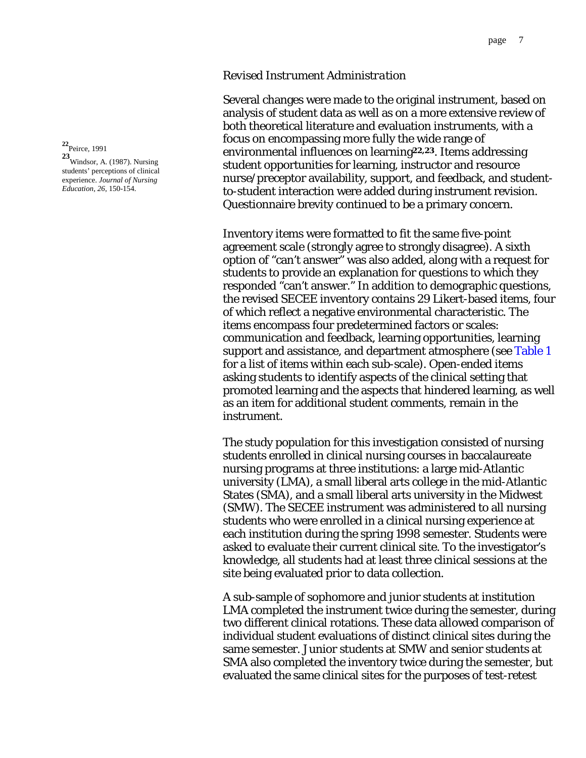*Revised Instrument Administration*

Several changes were made to the original instrument, based on analysis of student data as well as on a more extensive review of both theoretical literature and evaluation instruments, with a focus on encompassing more fully the wide range of environmental influences on learning[22,23]. Items addressing student opportunities for learning, instructor and resource nurse/preceptor availability, support, and feedback, and student-to-student interaction were added during instrument revision. Questionnaire brevity continued to be a primary concern.

[22] Peirce, 1991

[23] Windsor, A. (1987). Nursing students' perceptions of clinical experience. *Journal of Nursing Education*, *26*, 150-154.

Inventory items were formatted to fit the same five-point agreement scale (strongly agree to strongly disagree). A sixth option of "can't answer" was also added, along with a request for students to provide an explanation for questions to which they responded "can't answer." In addition to demographic questions, the revised SECEE inventory contains 29 Likert-based items, four of which reflect a negative environmental characteristic. The items encompass four predetermined factors or scales: communication and feedback, learning opportunities, learning support and assistance, and department atmosphere (see Table 1 for a list of items within each sub-scale). Open-ended items asking students to identify aspects of the clinical setting that promoted learning and the aspects that hindered learning, as well as an item for additional student comments, remain in the instrument.

The study population for this investigation consisted of nursing students enrolled in clinical nursing courses in baccalaureate nursing programs at three institutions: a large mid-Atlantic university (LMA), a small liberal arts college in the mid-Atlantic States (SMA), and a small liberal arts university in the Midwest (SMW). The SECEE instrument was administered to all nursing students who were enrolled in a clinical nursing experience at each institution during the spring 1998 semester. Students were asked to evaluate their current clinical site. To the investigator's knowledge, all students had at least three clinical sessions at the site being evaluated prior to data collection.

A sub-sample of sophomore and junior students at institution LMA completed the instrument twice during the semester, during two different clinical rotations. These data allowed comparison of individual student evaluations of distinct clinical sites during the same semester. Junior students at SMW and senior students at SMA also completed the inventory twice during the semester, but evaluated the same clinical sites for the purposes of test-retest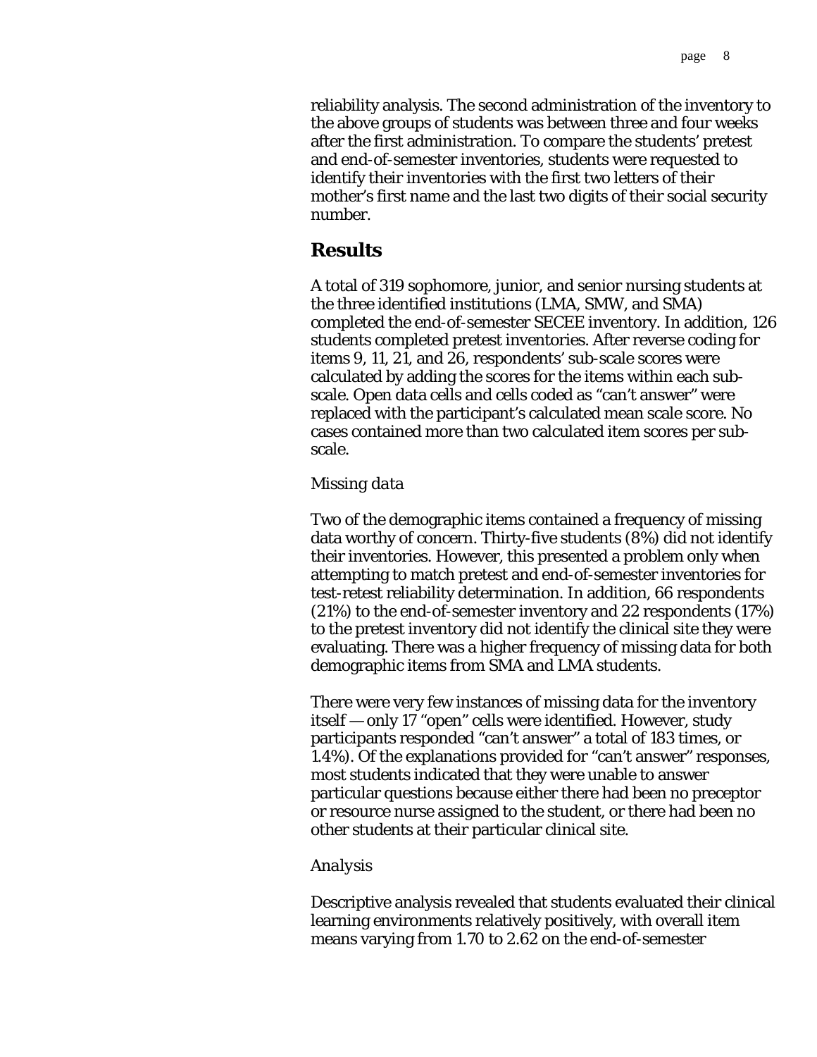reliability analysis. The second administration of the inventory to the above groups of students was between three and four weeks after the first administration. To compare the students' pretest and end-of-semester inventories, students were requested to identify their inventories with the first two letters of their mother's first name and the last two digits of their social security number.

## Results

A total of 319 sophomore, junior, and senior nursing students at the three identified institutions (LMA, SMW, and SMA) completed the end-of-semester SECEE inventory. In addition, 126 students completed pretest inventories. After reverse coding for items 9, 11, 21, and 26, respondents' sub-scale scores were calculated by adding the scores for the items within each sub-scale. Open data cells and cells coded as "can't answer" were replaced with the participant's calculated mean scale score. No cases contained more than two calculated item scores per sub-scale.

### *Missing data*

Two of the demographic items contained a frequency of missing data worthy of concern. Thirty-five students (8%) did not identify their inventories. However, this presented a problem only when attempting to match pretest and end-of-semester inventories for test-retest reliability determination. In addition, 66 respondents (21%) to the end-of-semester inventory and 22 respondents (17%) to the pretest inventory did not identify the clinical site they were evaluating. There was a higher frequency of missing data for both demographic items from SMA and LMA students.

There were very few instances of missing data for the inventory itself — only 17 "open" cells were identified. However, study participants responded "can't answer" a total of 183 times, or 1.4%). Of the explanations provided for "can't answer" responses, most students indicated that they were unable to answer particular questions because either there had been no preceptor or resource nurse assigned to the student, or there had been no other students at their particular clinical site.

### *Analysis*

Descriptive analysis revealed that students evaluated their clinical learning environments relatively positively, with overall item means varying from 1.70 to 2.62 on the end-of-semester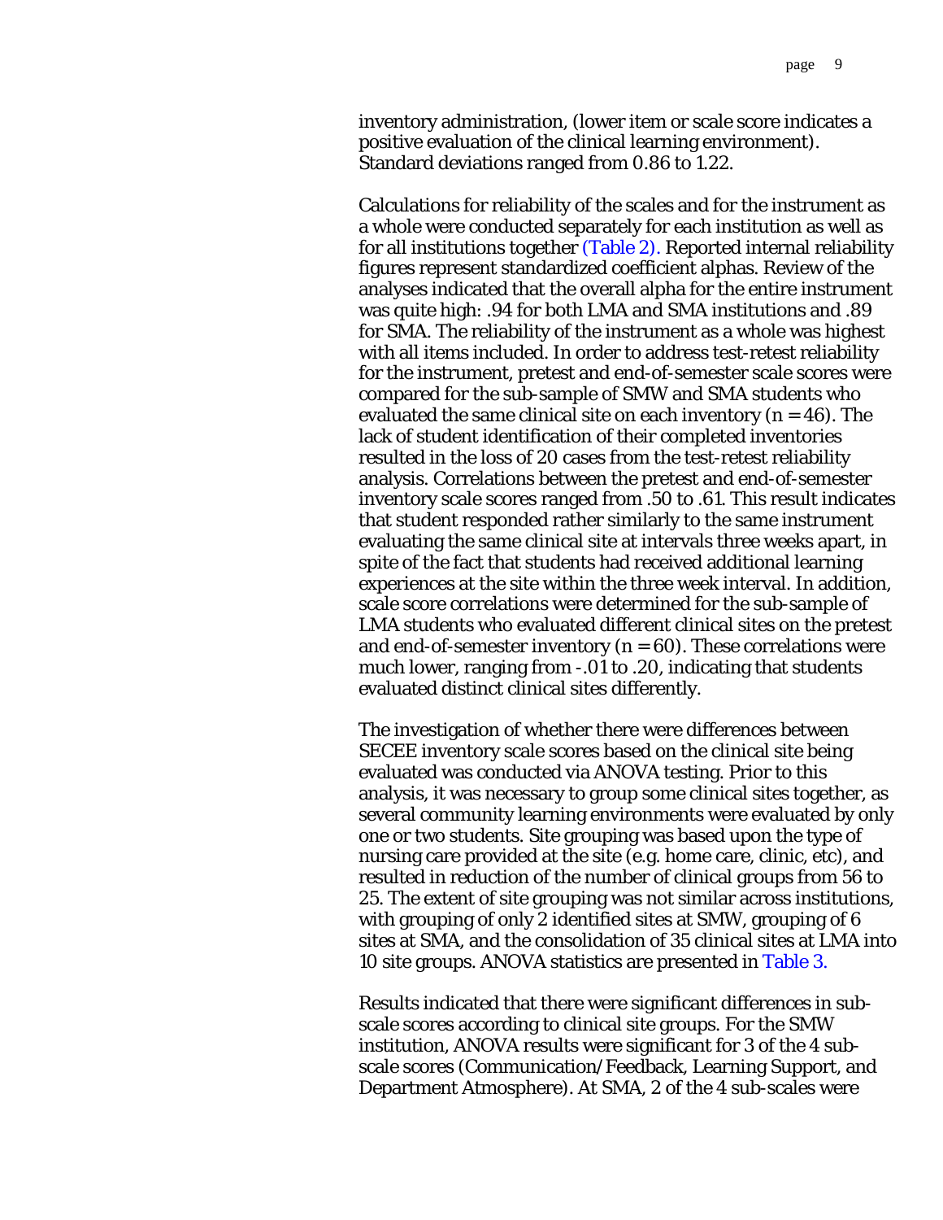inventory administration, (lower item or scale score indicates a positive evaluation of the clinical learning environment). Standard deviations ranged from 0.86 to 1.22.

Calculations for reliability of the scales and for the instrument as a whole were conducted separately for each institution as well as for all institutions together (Table 2). Reported internal reliability figures represent standardized coefficient alphas. Review of the analyses indicated that the overall alpha for the entire instrument was quite high: .94 for both LMA and SMA institutions and .89 for SMA. The reliability of the instrument as a whole was highest with all items included. In order to address test-retest reliability for the instrument, pretest and end-of-semester scale scores were compared for the sub-sample of SMW and SMA students who evaluated the same clinical site on each inventory ($n = 46$). The lack of student identification of their completed inventories resulted in the loss of 20 cases from the test-retest reliability analysis. Correlations between the pretest and end-of-semester inventory scale scores ranged from .50 to .61. This result indicates that student responded rather similarly to the same instrument evaluating the same clinical site at intervals three weeks apart, in spite of the fact that students had received additional learning experiences at the site within the three week interval. In addition, scale score correlations were determined for the sub-sample of LMA students who evaluated different clinical sites on the pretest and end-of-semester inventory ($n = 60$). These correlations were much lower, ranging from -.01 to .20, indicating that students evaluated distinct clinical sites differently.

The investigation of whether there were differences between SECEE inventory scale scores based on the clinical site being evaluated was conducted via ANOVA testing. Prior to this analysis, it was necessary to group some clinical sites together, as several community learning environments were evaluated by only one or two students. Site grouping was based upon the type of nursing care provided at the site (e.g. home care, clinic, etc), and resulted in reduction of the number of clinical groups from 56 to 25. The extent of site grouping was not similar across institutions, with grouping of only 2 identified sites at SMW, grouping of 6 sites at SMA, and the consolidation of 35 clinical sites at LMA into 10 site groups. ANOVA statistics are presented in Table 3.

Results indicated that there were significant differences in sub-scale scores according to clinical site groups. For the SMW institution, ANOVA results were significant for 3 of the 4 sub-scale scores (Communication/Feedback, Learning Support, and Department Atmosphere). At SMA, 2 of the 4 sub-scales were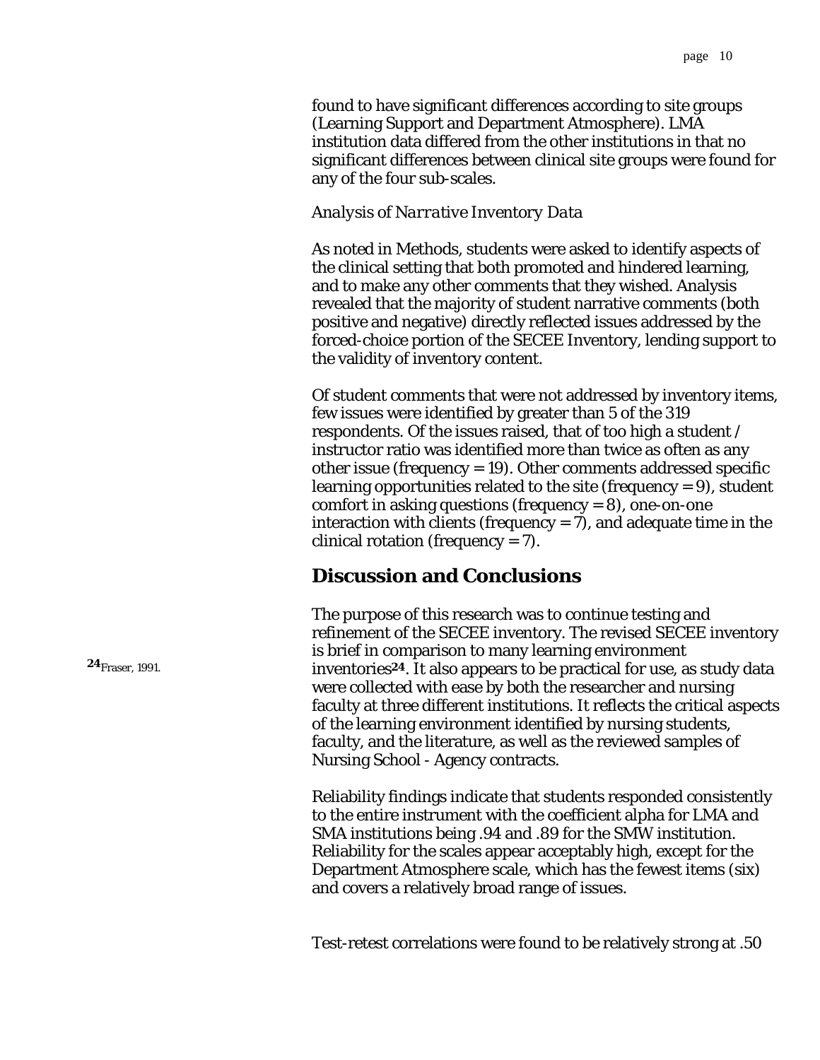found to have significant differences according to site groups (Learning Support and Department Atmosphere). LMA institution data differed from the other institutions in that no significant differences between clinical site groups were found for any of the four sub-scales.

*Analysis of Narrative Inventory Data*

As noted in Methods, students were asked to identify aspects of the clinical setting that both promoted and hindered learning, and to make any other comments that they wished. Analysis revealed that the majority of student narrative comments (both positive and negative) directly reflected issues addressed by the forced-choice portion of the SECEE Inventory, lending support to the validity of inventory content.

Of student comments that were not addressed by inventory items, few issues were identified by greater than 5 of the 319 respondents. Of the issues raised, that of too high a student / instructor ratio was identified more than twice as often as any other issue (frequency = 19). Other comments addressed specific learning opportunities related to the site (frequency = 9), student comfort in asking questions (frequency = 8), one-on-one interaction with clients (frequency = 7), and adequate time in the clinical rotation (frequency = 7).

## Discussion and Conclusions

The purpose of this research was to continue testing and refinement of the SECEE inventory. The revised SECEE inventory is brief in comparison to many learning environment inventories[24]. It also appears to be practical for use, as study data were collected with ease by both the researcher and nursing faculty at three different institutions. It reflects the critical aspects of the learning environment identified by nursing students, faculty, and the literature, as well as the reviewed samples of Nursing School - Agency contracts.

[24] Fraser, 1991.

Reliability findings indicate that students responded consistently to the entire instrument with the coefficient alpha for LMA and SMA institutions being .94 and .89 for the SMW institution. Reliability for the scales appear acceptably high, except for the Department Atmosphere scale, which has the fewest items (six) and covers a relatively broad range of issues.

Test-retest correlations were found to be relatively strong at .50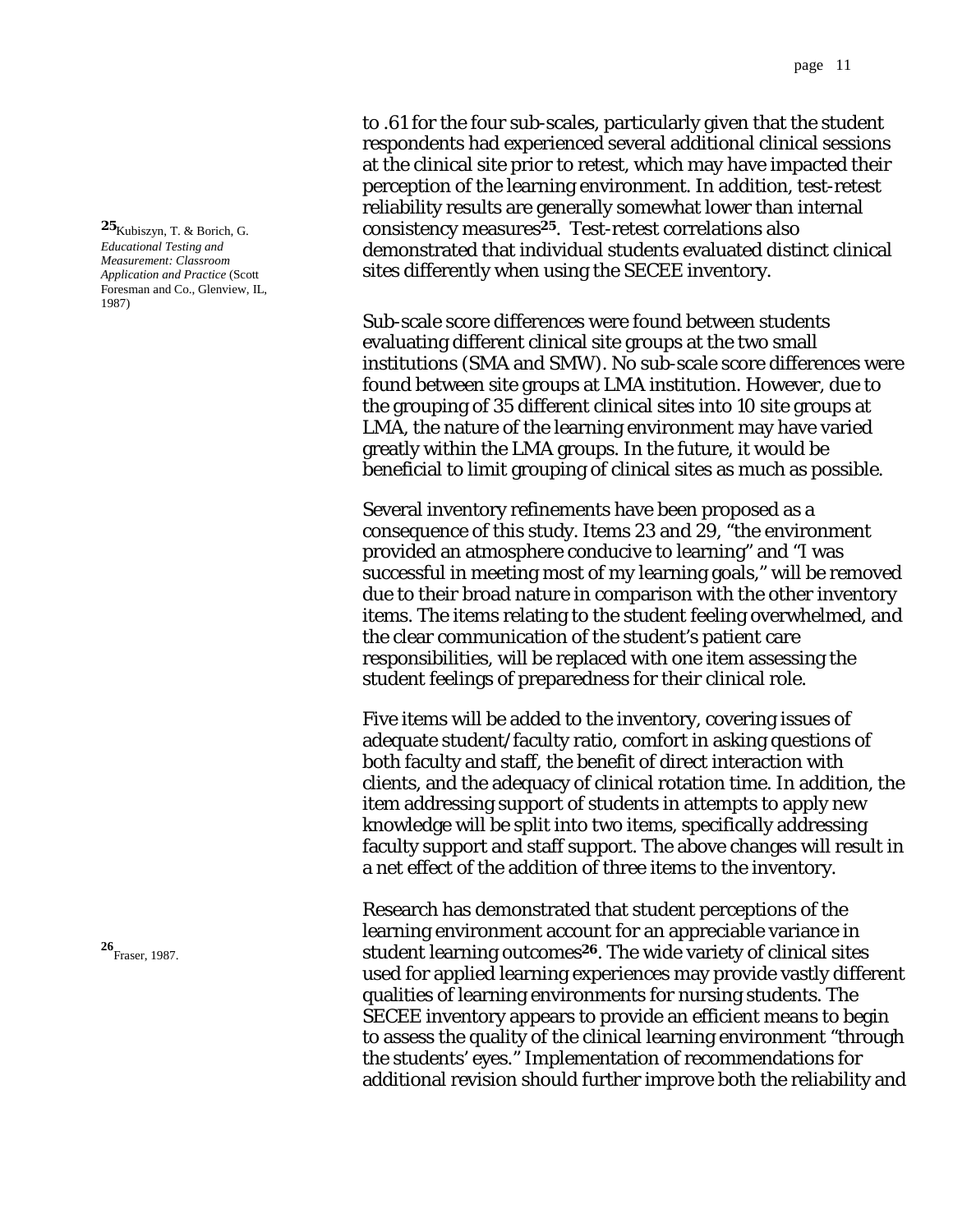to .61 for the four sub-scales, particularly given that the student respondents had experienced several additional clinical sessions at the clinical site prior to retest, which may have impacted their perception of the learning environment. In addition, test-retest reliability results are generally somewhat lower than internal consistency measures[25]. Test-retest correlations also demonstrated that individual students evaluated distinct clinical sites differently when using the SECEE inventory.

[25] Kubiszyn, T. & Borich, G. *Educational Testing and Measurement: Classroom Application and Practice* (Scott Foresman and Co., Glenview, IL, 1987)

Sub-scale score differences were found between students evaluating different clinical site groups at the two small institutions (SMA and SMW). No sub-scale score differences were found between site groups at LMA institution. However, due to the grouping of 35 different clinical sites into 10 site groups at LMA, the nature of the learning environment may have varied greatly within the LMA groups. In the future, it would be beneficial to limit grouping of clinical sites as much as possible.

Several inventory refinements have been proposed as a consequence of this study. Items 23 and 29, "the environment provided an atmosphere conducive to learning" and "I was successful in meeting most of my learning goals," will be removed due to their broad nature in comparison with the other inventory items. The items relating to the student feeling overwhelmed, and the clear communication of the student's patient care responsibilities, will be replaced with one item assessing the student feelings of preparedness for their clinical role.

Five items will be added to the inventory, covering issues of adequate student/faculty ratio, comfort in asking questions of both faculty and staff, the benefit of direct interaction with clients, and the adequacy of clinical rotation time. In addition, the item addressing support of students in attempts to apply new knowledge will be split into two items, specifically addressing faculty support and staff support. The above changes will result in a net effect of the addition of three items to the inventory.

Research has demonstrated that student perceptions of the learning environment account for an appreciable variance in student learning outcomes[26]. The wide variety of clinical sites used for applied learning experiences may provide vastly different qualities of learning environments for nursing students. The SECEE inventory appears to provide an efficient means to begin to assess the quality of the clinical learning environment "through the students' eyes." Implementation of recommendations for additional revision should further improve both the reliability and

[26] Fraser, 1987.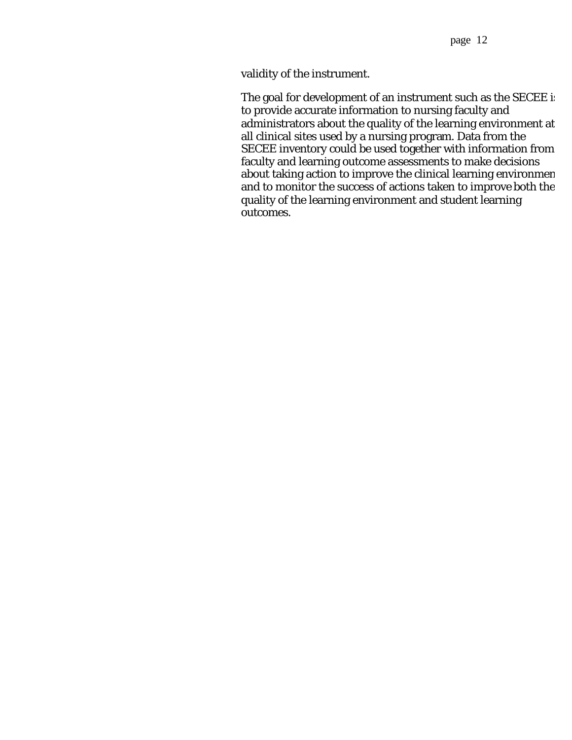validity of the instrument.

The goal for development of an instrument such as the SECEE is to provide accurate information to nursing faculty and administrators about the quality of the learning environment at all clinical sites used by a nursing program. Data from the SECEE inventory could be used together with information from faculty and learning outcome assessments to make decisions about taking action to improve the clinical learning environment and to monitor the success of actions taken to improve both the quality of the learning environment and student learning outcomes.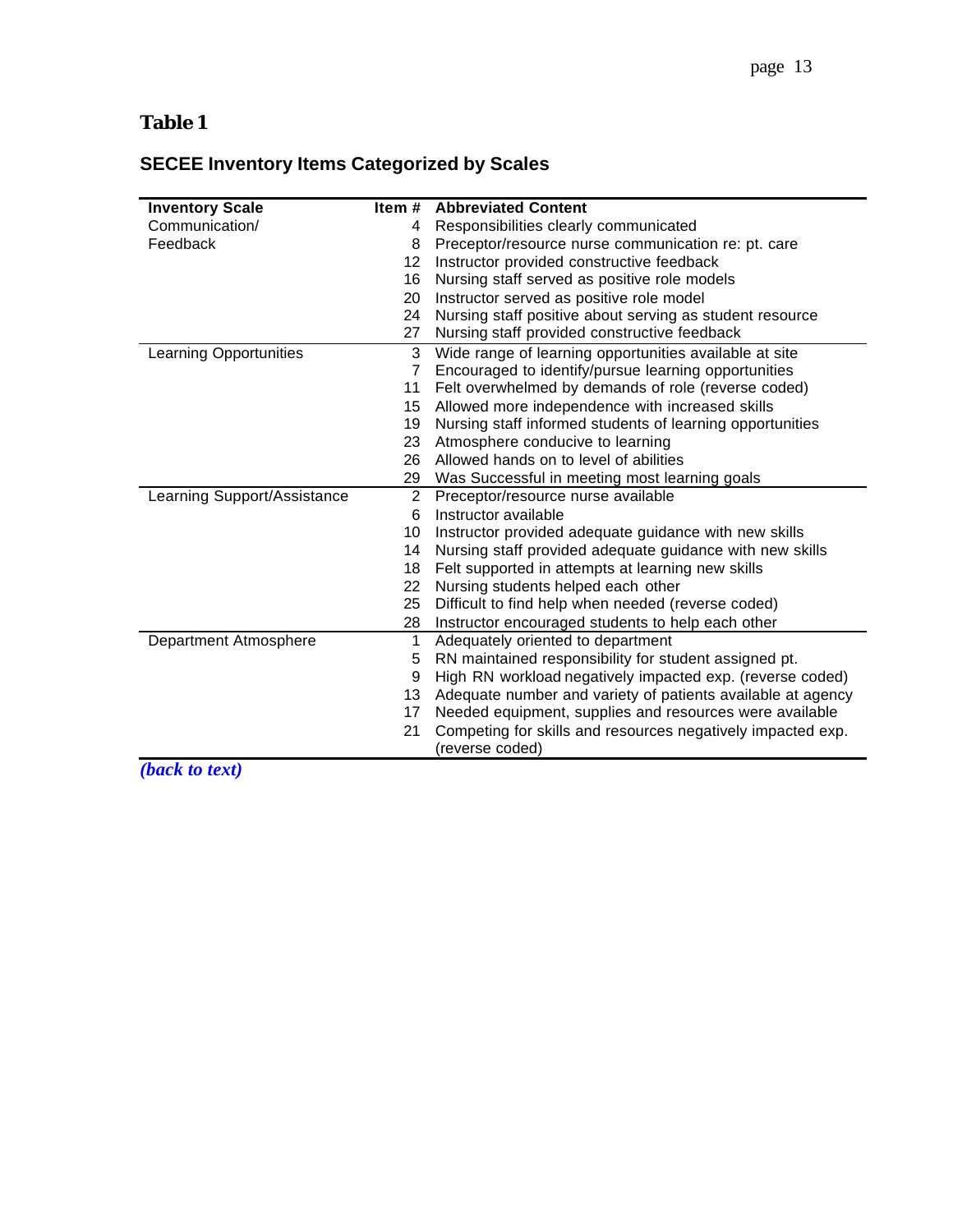# Table 1

## SECEE Inventory Items Categorized by Scales

| Inventory Scale | Item # | Abbreviated Content |
|---|---|---|
| Communication/ Feedback | 4 | Responsibilities clearly communicated |
| | 8 | Preceptor/resource nurse communication re: pt. care |
| | 12 | Instructor provided constructive feedback |
| | 16 | Nursing staff served as positive role models |
| | 20 | Instructor served as positive role model |
| | 24 | Nursing staff positive about serving as student resource |
| | 27 | Nursing staff provided constructive feedback |
| Learning Opportunities | 3 | Wide range of learning opportunities available at site |
| | 7 | Encouraged to identify/pursue learning opportunities |
| | 11 | Felt overwhelmed by demands of role (reverse coded) |
| | 15 | Allowed more independence with increased skills |
| | 19 | Nursing staff informed students of learning opportunities |
| | 23 | Atmosphere conducive to learning |
| | 26 | Allowed hands on to level of abilities |
| | 29 | Was Successful in meeting most learning goals |
| Learning Support/Assistance | 2 | Preceptor/resource nurse available |
| | 6 | Instructor available |
| | 10 | Instructor provided adequate guidance with new skills |
| | 14 | Nursing staff provided adequate guidance with new skills |
| | 18 | Felt supported in attempts at learning new skills |
| | 22 | Nursing students helped each other |
| | 25 | Difficult to find help when needed (reverse coded) |
| | 28 | Instructor encouraged students to help each other |
| Department Atmosphere | 1 | Adequately oriented to department |
| | 5 | RN maintained responsibility for student assigned pt. |
| | 9 | High RN workload negatively impacted exp. (reverse coded) |
| | 13 | Adequate number and variety of patients available at agency |
| | 17 | Needed equipment, supplies and resources were available |
| | 21 | Competing for skills and resources negatively impacted exp. (reverse coded) |

*(back to text)*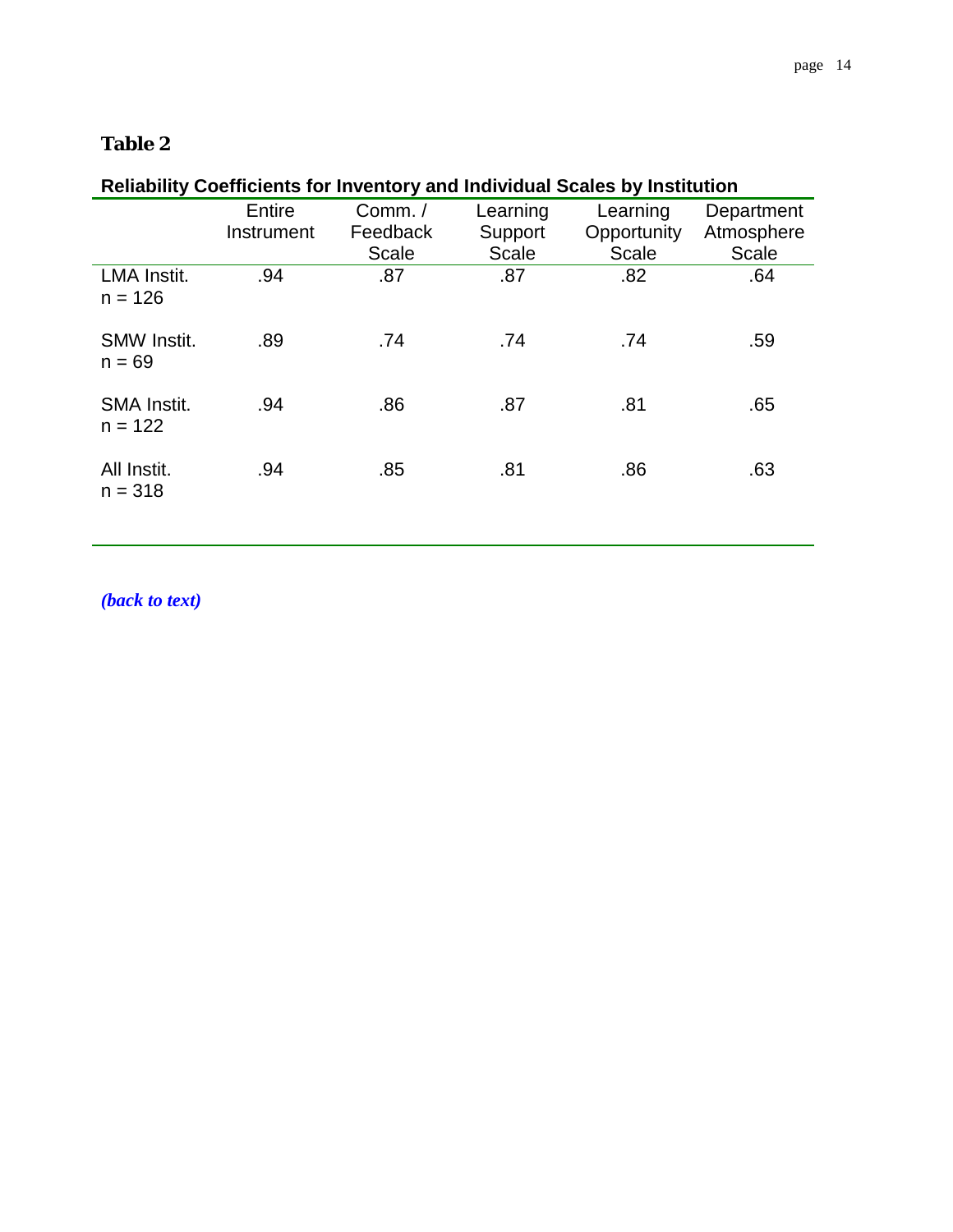**Table 2**

**Reliability Coefficients for Inventory and Individual Scales by Institution**

| | Entire Instrument | Comm. / Feedback Scale | Learning Support Scale | Learning Opportunity Scale | Department Atmosphere Scale |
|---|---|---|---|---|---|
| LMA Instit. n = 126 | .94 | .87 | .87 | .82 | .64 |
| SMW Instit. n = 69 | .89 | .74 | .74 | .74 | .59 |
| SMA Instit. n = 122 | .94 | .86 | .87 | .81 | .65 |
| All Instit. n = 318 | .94 | .85 | .81 | .86 | .63 |

***(back to text)***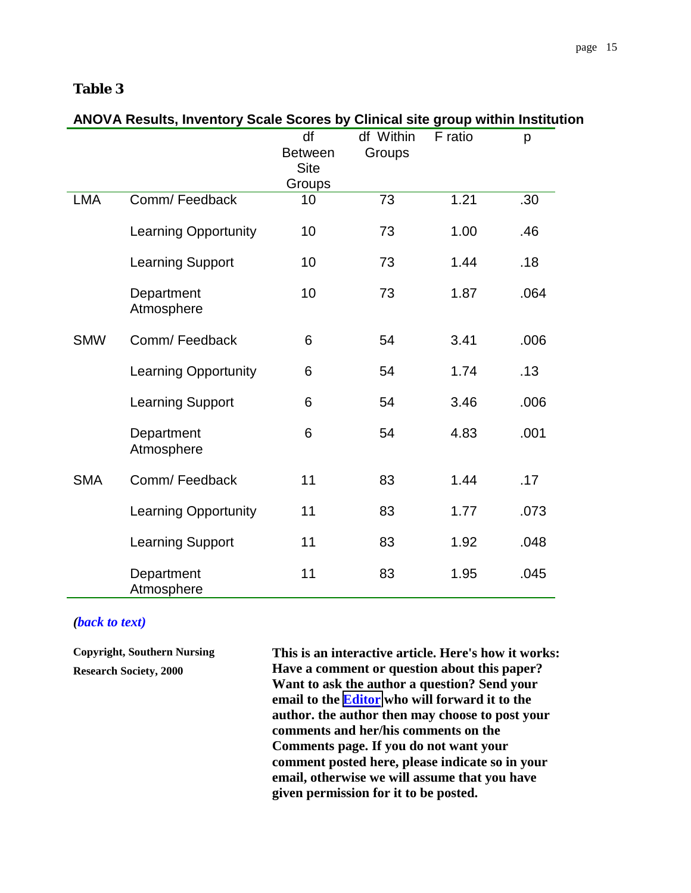## Table 3

**ANOVA Results, Inventory Scale Scores by Clinical site group within Institution**

| | | df Between Site Groups | df Within Groups | F ratio | p |
|---|---|---|---|---|---|
| LMA | Comm/ Feedback | 10 | 73 | 1.21 | .30 |
| | Learning Opportunity | 10 | 73 | 1.00 | .46 |
| | Learning Support | 10 | 73 | 1.44 | .18 |
| | Department Atmosphere | 10 | 73 | 1.87 | .064 |
| SMW | Comm/ Feedback | 6 | 54 | 3.41 | .006 |
| | Learning Opportunity | 6 | 54 | 1.74 | .13 |
| | Learning Support | 6 | 54 | 3.46 | .006 |
| | Department Atmosphere | 6 | 54 | 4.83 | .001 |
| SMA | Comm/ Feedback | 11 | 83 | 1.44 | .17 |
| | Learning Opportunity | 11 | 83 | 1.77 | .073 |
| | Learning Support | 11 | 83 | 1.92 | .048 |
| | Department Atmosphere | 11 | 83 | 1.95 | .045 |

*(back to text)*

**Copyright, Southern Nursing Research Society, 2000**

**This is an interactive article. Here's how it works: Have a comment or question about this paper? Want to ask the author a question? Send your email to the Editor who will forward it to the author. the author then may choose to post your comments and her/his comments on the Comments page. If you do not want your comment posted here, please indicate so in your email, otherwise we will assume that you have given permission for it to be posted.**